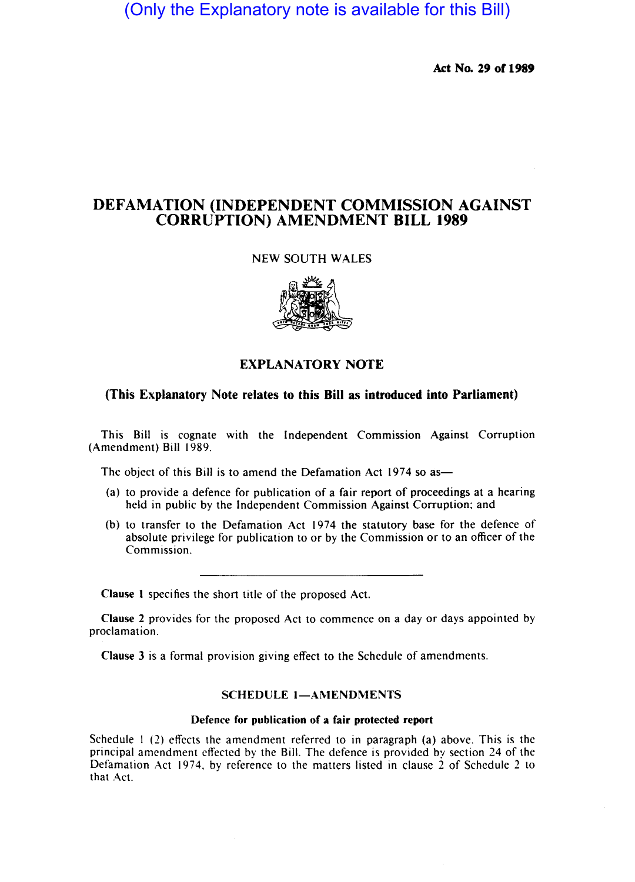(Only the Explanatory note is available for this Bill)

**Act No. 29 of 1989**

# DEFAMATION (INDEPENDENT COMMISSION AGAINST CORRUPTION) AMENDMENT BILL 1989

NEW SOUTH WALES

## EXPLANATORY NOTE

**(This Explanatory Note relates to this Bill as introduced into Parliament)**

This Bill is cognate with the Independent Commission Against Corruption (Amendment) Bill 1989.

The object of this Bill is to amend the Defamation Act 1974 so as—

(a) to provide a defence for publication of a fair report of proceedings at a hearing held in public by the Independent Commission Against Corruption; and

(b) to transfer to the Defamation Act 1974 the statutory base for the defence of absolute privilege for publication to or by the Commission or to an officer of the Commission.

---

**Clause 1** specifies the short title of the proposed Act.

**Clause 2** provides for the proposed Act to commence on a day or days appointed by proclamation.

**Clause 3** is a formal provision giving effect to the Schedule of amendments.

### SCHEDULE 1—AMENDMENTS

**Defence for publication of a fair protected report**

Schedule 1 (2) effects the amendment referred to in paragraph (a) above. This is the principal amendment effected by the Bill. The defence is provided by section 24 of the Defamation Act 1974, by reference to the matters listed in clause 2 of Schedule 2 to that Act.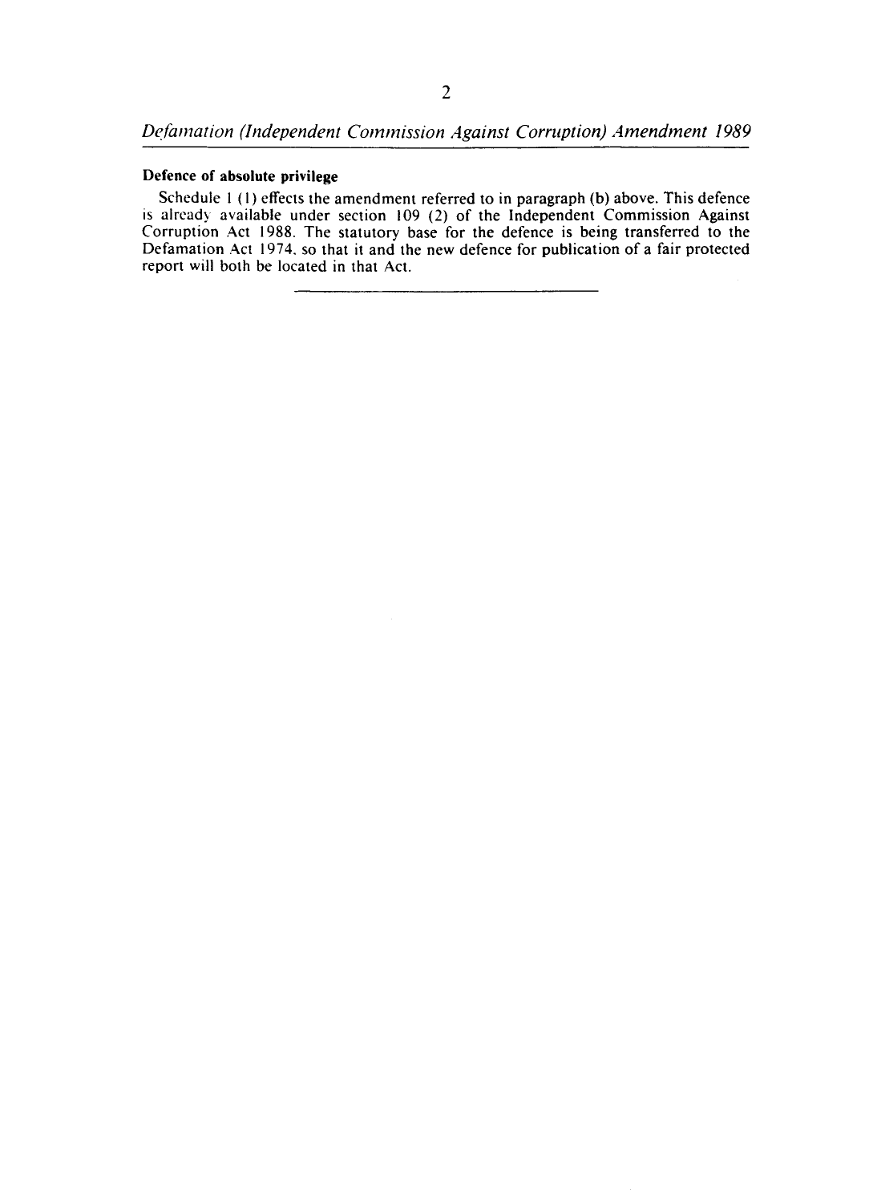**Defence of absolute privilege**

Schedule 1 (1) effects the amendment referred to in paragraph (b) above. This defence is already available under section 109 (2) of the Independent Commission Against Corruption Act 1988. The statutory base for the defence is being transferred to the Defamation Act 1974, so that it and the new defence for publication of a fair protected report will both be located in that Act.